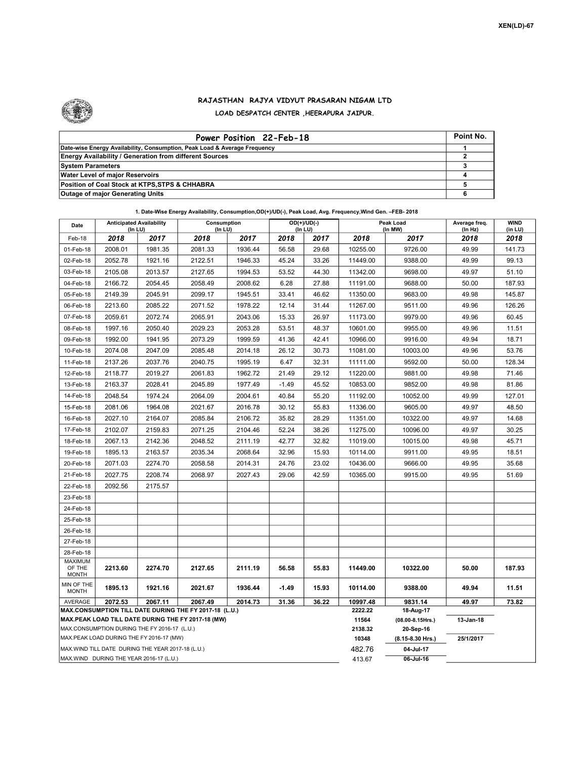XEN(LD)-67

## RAJASTHAN RAJYA VIDYUT PRASARAN NIGAM LTD

### LOAD DESPATCH CENTER ,HEERAPURA JAIPUR.

| Power Position 22-Feb-18 | Point No. |
|---|---|
| Date-wise Energy Availability, Consumption, Peak Load & Average Frequency | 1 |
| Energy Availability / Generation from different Sources | 2 |
| System Parameters | 3 |
| Water Level of major Reservoirs | 4 |
| Position of Coal Stock at KTPS,STPS & CHHABRA | 5 |
| Outage of major Generating Units | 6 |

1. Date-Wise Energy Availability, Consumption,OD(+)/UD(-), Peak Load, Avg. Frequency,Wind Gen. –FEB- 2018

| Date | Anticipated Availability (In LU) | | Consumption (In LU) | | OD(+)/UD(-) (In LU) | | Peak Load (In MW) | | Average freq. (In Hz) | WIND (in LU) |
|---|---|---|---|---|---|---|---|---|---|---|
| Feb-18 | 2018 | 2017 | 2018 | 2017 | 2018 | 2017 | 2018 | 2017 | 2018 | 2018 |
| 01-Feb-18 | 2008.01 | 1981.35 | 2081.33 | 1936.44 | 56.58 | 29.68 | 10255.00 | 9726.00 | 49.99 | 141.73 |
| 02-Feb-18 | 2052.78 | 1921.16 | 2122.51 | 1946.33 | 45.24 | 33.26 | 11449.00 | 9388.00 | 49.99 | 99.13 |
| 03-Feb-18 | 2105.08 | 2013.57 | 2127.65 | 1994.53 | 53.52 | 44.30 | 11342.00 | 9698.00 | 49.97 | 51.10 |
| 04-Feb-18 | 2166.72 | 2054.45 | 2058.49 | 2008.62 | 6.28 | 27.88 | 11191.00 | 9688.00 | 50.00 | 187.93 |
| 05-Feb-18 | 2149.39 | 2045.91 | 2099.17 | 1945.51 | 33.41 | 46.62 | 11350.00 | 9683.00 | 49.98 | 145.87 |
| 06-Feb-18 | 2213.60 | 2085.22 | 2071.52 | 1978.22 | 12.14 | 31.44 | 11267.00 | 9511.00 | 49.96 | 126.26 |
| 07-Feb-18 | 2059.61 | 2072.74 | 2065.91 | 2043.06 | 15.33 | 26.97 | 11173.00 | 9979.00 | 49.96 | 60.45 |
| 08-Feb-18 | 1997.16 | 2050.40 | 2029.23 | 2053.28 | 53.51 | 48.37 | 10601.00 | 9955.00 | 49.96 | 11.51 |
| 09-Feb-18 | 1992.00 | 1941.95 | 2073.29 | 1999.59 | 41.36 | 42.41 | 10966.00 | 9916.00 | 49.94 | 18.71 |
| 10-Feb-18 | 2074.08 | 2047.09 | 2085.48 | 2014.18 | 26.12 | 30.73 | 11081.00 | 10003.00 | 49.96 | 53.76 |
| 11-Feb-18 | 2137.26 | 2037.76 | 2040.75 | 1995.19 | 6.47 | 32.31 | 11111.00 | 9592.00 | 50.00 | 128.34 |
| 12-Feb-18 | 2118.77 | 2019.27 | 2061.83 | 1962.72 | 21.49 | 29.12 | 11220.00 | 9881.00 | 49.98 | 71.46 |
| 13-Feb-18 | 2163.37 | 2028.41 | 2045.89 | 1977.49 | -1.49 | 45.52 | 10853.00 | 9852.00 | 49.98 | 81.86 |
| 14-Feb-18 | 2048.54 | 1974.24 | 2064.09 | 2004.61 | 40.84 | 55.20 | 11192.00 | 10052.00 | 49.99 | 127.01 |
| 15-Feb-18 | 2081.06 | 1964.08 | 2021.67 | 2016.78 | 30.12 | 55.83 | 11336.00 | 9605.00 | 49.97 | 48.50 |
| 16-Feb-18 | 2027.10 | 2164.07 | 2085.84 | 2106.72 | 35.82 | 28.29 | 11351.00 | 10322.00 | 49.97 | 14.68 |
| 17-Feb-18 | 2102.07 | 2159.83 | 2071.25 | 2104.46 | 52.24 | 38.26 | 11275.00 | 10096.00 | 49.97 | 30.25 |
| 18-Feb-18 | 2067.13 | 2142.36 | 2048.52 | 2111.19 | 42.77 | 32.82 | 11019.00 | 10015.00 | 49.98 | 45.71 |
| 19-Feb-18 | 1895.13 | 2163.57 | 2035.34 | 2068.64 | 32.96 | 15.93 | 10114.00 | 9911.00 | 49.95 | 18.51 |
| 20-Feb-18 | 2071.03 | 2274.70 | 2058.58 | 2014.31 | 24.76 | 23.02 | 10436.00 | 9666.00 | 49.95 | 35.68 |
| 21-Feb-18 | 2027.75 | 2208.74 | 2068.97 | 2027.43 | 29.06 | 42.59 | 10365.00 | 9915.00 | 49.95 | 51.69 |
| 22-Feb-18 | 2092.56 | 2175.57 | | | | | | | | |
| 23-Feb-18 | | | | | | | | | | |
| 24-Feb-18 | | | | | | | | | | |
| 25-Feb-18 | | | | | | | | | | |
| 26-Feb-18 | | | | | | | | | | |
| 27-Feb-18 | | | | | | | | | | |
| 28-Feb-18 | | | | | | | | | | |
| MAXIMUM OF THE MONTH | 2213.60 | 2274.70 | 2127.65 | 2111.19 | 56.58 | 55.83 | 11449.00 | 10322.00 | 50.00 | 187.93 |
| MIN OF THE MONTH | 1895.13 | 1921.16 | 2021.67 | 1936.44 | -1.49 | 15.93 | 10114.00 | 9388.00 | 49.94 | 11.51 |
| AVERAGE | 2072.53 | 2067.11 | 2067.49 | 2014.73 | 31.36 | 36.22 | 10997.48 | 9831.14 | 49.97 | 73.82 |

| | | | |
|---|---|---|---|
| MAX.CONSUMPTION TILL DATE DURING THE FY 2017-18 (L.U.) | 2222.22 | 18-Aug-17 | |
| MAX.PEAK LOAD TILL DATE DURING THE FY 2017-18 (MW) | 11564 | (08.00-8.15Hrs.) | 13-Jan-18 |
| MAX.CONSUMPTION DURING THE FY 2016-17 (L.U.) | 2138.32 | 20-Sep-16 | |
| MAX.PEAK LOAD DURING THE FY 2016-17 (MW) | 10348 | (8.15-8.30 Hrs.) | 25/1/2017 |
| MAX.WIND TILL DATE DURING THE YEAR 2017-18 (L.U.) | 482.76 | 04-Jul-17 | |
| MAX.WIND DURING THE YEAR 2016-17 (L.U.) | 413.67 | 06-Jul-16 | |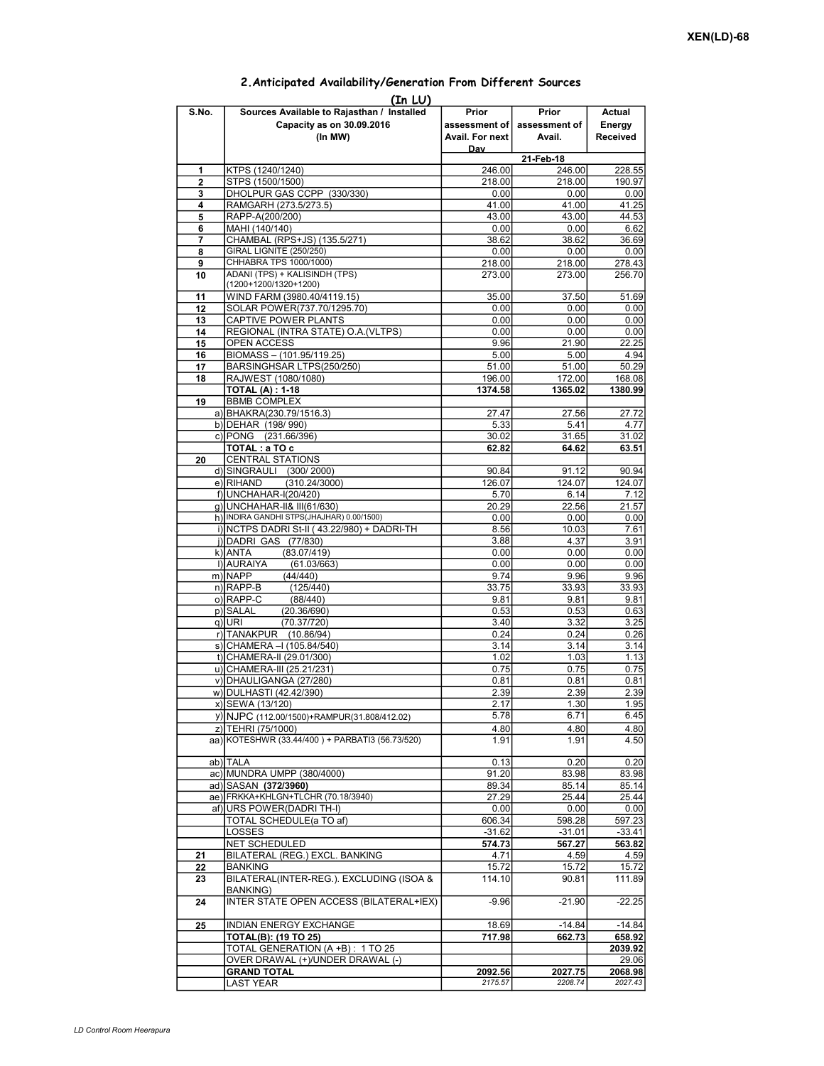XEN(LD)-68

## 2.Anticipated Availability/Generation From Different Sources

(In LU)

| S.No. | Sources Available to Rajasthan / Installed Capacity as on 30.09.2016 (In MW) | Prior assessment of Avail. For next Day | Prior assessment of Avail. | Actual Energy Received |
|---|---|---|---|---|
| | | | 21-Feb-18 | |
| 1 | KTPS (1240/1240) | 246.00 | 246.00 | 228.55 |
| 2 | STPS (1500/1500) | 218.00 | 218.00 | 190.97 |
| 3 | DHOLPUR GAS CCPP (330/330) | 0.00 | 0.00 | 0.00 |
| 4 | RAMGARH (273.5/273.5) | 41.00 | 41.00 | 41.25 |
| 5 | RAPP-A(200/200) | 43.00 | 43.00 | 44.53 |
| 6 | MAHI (140/140) | 0.00 | 0.00 | 6.62 |
| 7 | CHAMBAL (RPS+JS) (135.5/271) | 38.62 | 38.62 | 36.69 |
| 8 | GIRAL LIGNITE (250/250) | 0.00 | 0.00 | 0.00 |
| 9 | CHHABRA TPS 1000/1000) | 218.00 | 218.00 | 278.43 |
| 10 | ADANI (TPS) + KALISINDH (TPS) (1200+1200/1320+1200) | 273.00 | 273.00 | 256.70 |
| 11 | WIND FARM (3980.40/4119.15) | 35.00 | 37.50 | 51.69 |
| 12 | SOLAR POWER(737.70/1295.70) | 0.00 | 0.00 | 0.00 |
| 13 | CAPTIVE POWER PLANTS | 0.00 | 0.00 | 0.00 |
| 14 | REGIONAL (INTRA STATE) O.A.(VLTPS) | 0.00 | 0.00 | 0.00 |
| 15 | OPEN ACCESS | 9.96 | 21.90 | 22.25 |
| 16 | BIOMASS – (101.95/119.25) | 5.00 | 5.00 | 4.94 |
| 17 | BARSINGHSAR LTPS(250/250) | 51.00 | 51.00 | 50.29 |
| 18 | RAJWEST (1080/1080) | 196.00 | 172.00 | 168.08 |
| | **TOTAL (A) : 1-18** | **1374.58** | **1365.02** | **1380.99** |
| 19 | BBMB COMPLEX | | | |
| a) | BHAKRA(230.79/1516.3) | 27.47 | 27.56 | 27.72 |
| b) | DEHAR (198/ 990) | 5.33 | 5.41 | 4.77 |
| c) | PONG (231.66/396) | 30.02 | 31.65 | 31.02 |
| | **TOTAL : a TO c** | **62.82** | **64.62** | **63.51** |
| 20 | CENTRAL STATIONS | | | |
| d) | SINGRAULI (300/ 2000) | 90.84 | 91.12 | 90.94 |
| e) | RIHAND (310.24/3000) | 126.07 | 124.07 | 124.07 |
| f) | UNCHAHAR-I(20/420) | 5.70 | 6.14 | 7.12 |
| g) | UNCHAHAR-II& III(61/630) | 20.29 | 22.56 | 21.57 |
| h) | INDIRA GANDHI STPS(JHAJHAR) 0.00/1500) | 0.00 | 0.00 | 0.00 |
| i) | NCTPS DADRI St-II ( 43.22/980) + DADRI-TH | 8.56 | 10.03 | 7.61 |
| j) | DADRI GAS (77/830) | 3.88 | 4.37 | 3.91 |
| k) | ANTA (83.07/419) | 0.00 | 0.00 | 0.00 |
| l) | AURAIYA (61.03/663) | 0.00 | 0.00 | 0.00 |
| m) | NAPP (44/440) | 9.74 | 9.96 | 9.96 |
| n) | RAPP-B (125/440) | 33.75 | 33.93 | 33.93 |
| o) | RAPP-C (88/440) | 9.81 | 9.81 | 9.81 |
| p) | SALAL (20.36/690) | 0.53 | 0.53 | 0.63 |
| q) | URI (70.37/720) | 3.40 | 3.32 | 3.25 |
| r) | TANAKPUR (10.86/94) | 0.24 | 0.24 | 0.26 |
| s) | CHAMERA –I (105.84/540) | 3.14 | 3.14 | 3.14 |
| t) | CHAMERA-II (29.01/300) | 1.02 | 1.03 | 1.13 |
| u) | CHAMERA-III (25.21/231) | 0.75 | 0.75 | 0.75 |
| v) | DHAULIGANGA (27/280) | 0.81 | 0.81 | 0.81 |
| w) | DULHASTI (42.42/390) | 2.39 | 2.39 | 2.39 |
| x) | SEWA (13/120) | 2.17 | 1.30 | 1.95 |
| y) | NJPC (112.00/1500)+RAMPUR(31.808/412.02) | 5.78 | 6.71 | 6.45 |
| z) | TEHRI (75/1000) | 4.80 | 4.80 | 4.80 |
| aa) | KOTESHWR (33.44/400 ) + PARBATI3 (56.73/520) | 1.91 | 1.91 | 4.50 |
| ab) | TALA | 0.13 | 0.20 | 0.20 |
| ac) | MUNDRA UMPP (380/4000) | 91.20 | 83.98 | 83.98 |
| ad) | SASAN **(372/3960)** | 89.34 | 85.14 | 85.14 |
| ae) | FRKKA+KHLGN+TLCHR (70.18/3940) | 27.29 | 25.44 | 25.44 |
| af) | URS POWER(DADRI TH-I) | 0.00 | 0.00 | 0.00 |
| | TOTAL SCHEDULE(a TO af) | 606.34 | 598.28 | 597.23 |
| | LOSSES | -31.62 | -31.01 | -33.41 |
| | NET SCHEDULED | **574.73** | **567.27** | **563.82** |
| 21 | BILATERAL (REG.) EXCL. BANKING | 4.71 | 4.59 | 4.59 |
| 22 | BANKING | 15.72 | 15.72 | 15.72 |
| 23 | BILATERAL(INTER-REG.). EXCLUDING (ISOA & BANKING) | 114.10 | 90.81 | 111.89 |
| 24 | INTER STATE OPEN ACCESS (BILATERAL+IEX) | -9.96 | -21.90 | -22.25 |
| 25 | INDIAN ENERGY EXCHANGE | 18.69 | -14.84 | -14.84 |
| | **TOTAL(B): (19 TO 25)** | **717.98** | **662.73** | **658.92** |
| | TOTAL GENERATION (A +B) : 1 TO 25 | | | **2039.92** |
| | OVER DRAWAL (+)/UNDER DRAWAL (-) | | | 29.06 |
| | **GRAND TOTAL** | **2092.56** | **2027.75** | **2068.98** |
| | LAST YEAR | *2175.57* | *2208.74* | *2027.43* |

*LD Control Room Heerapura*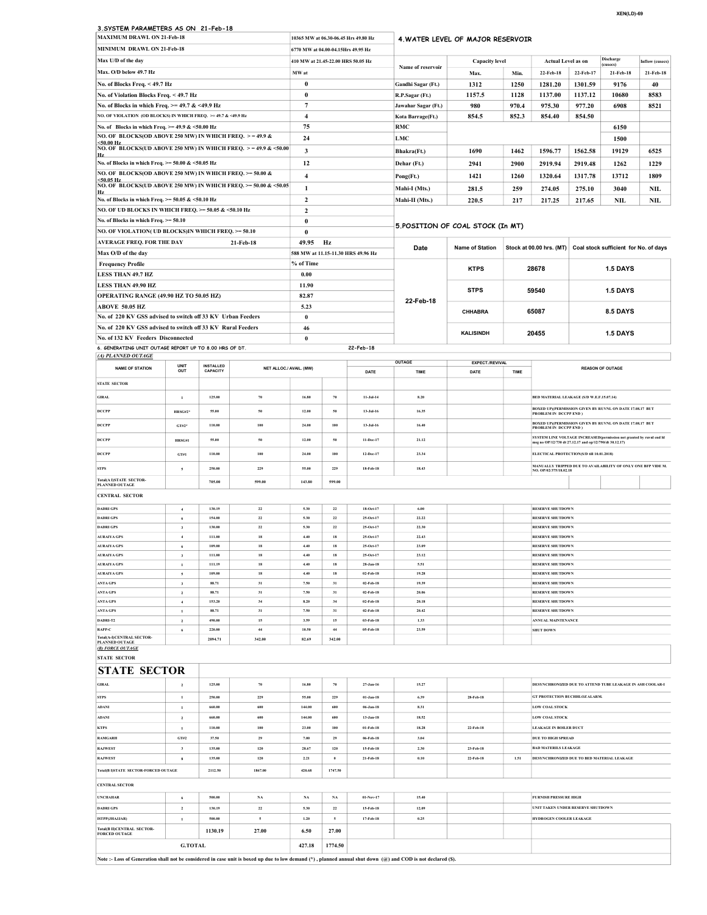XEN(LD)-69

## 3.SYSTEM PARAMETERS AS ON 21-Feb-18

| | |
|---|---|
| MAXIMUM DRAWL ON 21-Feb-18 | 10365 MW at 06.30-06.45 Hrs 49.80 Hz |
| MINIMUM DRAWL ON 21-Feb-18 | 6770 MW at 04.00-04.15Hrs 49.95 Hz |
| Max U/D of the day | 410 MW at 21.45-22.00 HRS 50.05 Hz |
| Max. O/D below 49.7 Hz | MW at |
| No. of Blocks Freq. < 49.7 Hz | 0 |
| No. of Violation Blocks Freq. < 49.7 Hz | 0 |
| No. of Blocks in which Freq. >= 49.7 & <49.9 Hz | 7 |
| NO. OF VIOLATION (OD BLOCKS) IN WHICH FREQ. >= 49.7 & <49.9 Hz | 4 |
| No. of Blocks in which Freq. >= 49.9 & <50.00 Hz | 75 |
| NO. OF BLOCKS(OD ABOVE 250 MW) IN WHICH FREQ. > = 49.9 & <50.00 Hz | 24 |
| NO. OF BLOCKS(UD ABOVE 250 MW) IN WHICH FREQ. > = 49.9 & <50.00 Hz | 3 |
| No. of Blocks in which Freq. >= 50.00 & <50.05 Hz | 12 |
| NO. OF BLOCKS(OD ABOVE 250 MW) IN WHICH FREQ. >= 50.00 & <50.05 Hz | 4 |
| NO. OF BLOCKS(UD ABOVE 250 MW) IN WHICH FREQ. >= 50.00 & <50.05 Hz | 1 |
| No. of Blocks in which Freq. >= 50.05 & <50.10 Hz | 2 |
| NO. OF UD BLOCKS IN WHICH FREQ. >= 50.05 & <50.10 Hz | 2 |
| No. of Blocks in which Freq. >= 50.10 | 0 |
| NO. OF VIOLATION( UD BLOCKS)IN WHICH FREQ. >= 50.10 | 0 |
| AVERAGE FREQ. FOR THE DAY 21-Feb-18 | 49.95 Hz |
| Max O/D of the day | 588 MW at 11.15-11.30 HRS 49.96 Hz |
| Frequency Profile | % of Time |
| LESS THAN 49.7 HZ | 0.00 |
| LESS THAN 49.90 HZ | 11.90 |
| OPERATING RANGE (49.90 HZ TO 50.05 HZ) | 82.87 |
| ABOVE 50.05 HZ | 5.23 |
| No. of 220 KV GSS advised to switch off 33 KV Urban Feeders | 0 |
| No. of 220 KV GSS advised to switch off 33 KV Rural Feeders | 46 |
| No. of 132 KV Feeders Disconnected | 0 |

## 4.WATER LEVEL OF MAJOR RESERVOIR

| Name of reservoir | Capacity level | | Actual Level as on | | Discharge (cusecs) | Inflow (cusecs) |
|---|---|---|---|---|---|---|
| | Max. | Min. | 22-Feb-18 | 22-Feb-17 | 21-Feb-18 | 21-Feb-18 |
| Gandhi Sagar (Ft.) | 1312 | 1250 | 1281.20 | 1301.59 | 9176 | 40 |
| R.P.Sagar (Ft.) | 1157.5 | 1128 | 1137.00 | 1137.12 | 10680 | 8583 |
| Jawahar Sagar (Ft.) | 980 | 970.4 | 975.30 | 977.20 | 6908 | 8521 |
| Kota Barrage(Ft.) | 854.5 | 852.3 | 854.40 | 854.50 | | |
| RMC | | | | | 6150 | |
| LMC | | | | | 1500 | |
| Bhakra(Ft.) | 1690 | 1462 | 1596.77 | 1562.58 | 19129 | 6525 |
| Dehar (Ft.) | 2941 | 2900 | 2919.94 | 2919.48 | 1262 | 1229 |
| Pong(Ft.) | 1421 | 1260 | 1320.64 | 1317.78 | 13712 | 1809 |
| Mahi-I (Mts.) | 281.5 | 259 | 274.05 | 275.10 | 3040 | NIL |
| Mahi-II (Mts.) | 220.5 | 217 | 217.25 | 217.65 | NIL | NIL |

## 5.POSITION OF COAL STOCK (In MT)

| Date | Name of Station | Stock at 00.00 hrs. (MT) | Coal stock sufficient for No. of days |
|---|---|---|---|
| 22-Feb-18 | KTPS | 28678 | 1.5 DAYS |
| | STPS | 59540 | 1.5 DAYS |
| | CHHABRA | 65087 | 8.5 DAYS |
| | KALISINDH | 20455 | 1.5 DAYS |

## 6. GENERATING UNIT OUTAGE REPORT UP TO 8.00 HRS OF DT. 22-Feb-18

### (A) PLANNED OUTAGE

| NAME OF STATION | UNIT OUT | INSTALLED CAPACITY | NET ALLOC./ AVAIL. (MW) | | | OUTAGE DATE | OUTAGE TIME | EXPECT./REVIVAL DATE | EXPECT./REVIVAL TIME | REASON OF OUTAGE |
|---|---|---|---|---|---|---|---|---|---|---|
| STATE SECTOR | | | | | | | | | | |
| GIRAL | 1 | 125.00 | 70 | 16.80 | 70 | 11-Jul-14 | 8.20 | | | BED MATERIAL LEAKAGE (S/D W.E.F.15.07.14) |
| DCCPP | HRSG#2* | 55.00 | 50 | 12.00 | 50 | 13-Jul-16 | 16.35 | | | BOXED UP(PERMISSION GIVEN BY RUVNL ON DATE 17.08.17 BUT PROBLEM IN DCCPP END ) |
| DCCPP | GT#2* | 110.00 | 100 | 24.00 | 100 | 13-Jul-16 | 16.40 | | | BOXED UP(PERMISSION GIVEN BY RUVNL ON DATE 17.08.17 BUT PROBLEM IN DCCPP END ) |
| DCCPP | HRSG#1 | 55.00 | 50 | 12.00 | 50 | 11-Dec-17 | 21.12 | | | SYSTEM LINE VOLTAGE INCREASED(permission not granted by rural end ld msg no OP/12/730 dt 27.12.17 and op/12/790/dt 30.12.17) |
| DCCPP | GT#1 | 110.00 | 100 | 24.00 | 100 | 12-Dec-17 | 23.34 | | | ELECTICAL PROTECTION(S/D till 10.01.2018) |
| STPS | 5 | 250.00 | 229 | 55.00 | 229 | 18-Feb-18 | 18.43 | | | MANUALLY TRIPPED DUE TO AVAILABILITY OF ONLY ONE BFP VIDE M. NO. OP/02/375/18.02.18 |
| Total(A I)STATE SECTOR-PLANNED OUTAGE | | 705.00 | 599.00 | 143.80 | 599.00 | | | | | |
| CENTRAL SECTOR | | | | | | | | | | |
| DADRI GPS | 4 | 130.19 | 22 | 5.30 | 22 | 18-Oct-17 | 6.00 | | | RESERVE SHUTDOWN |
| DADRI GPS | 6 | 154.00 | 22 | 5.30 | 22 | 25-Oct-17 | 22.22 | | | RESERVE SHUTDOWN |
| DADRI GPS | 3 | 130.00 | 22 | 5.30 | 22 | 25-Oct-17 | 22.30 | | | RESERVE SHUTDOWN |
| AURAIYA GPS | 4 | 111.00 | 18 | 4.40 | 18 | 25-Oct-17 | 22.43 | | | RESERVE SHUTDOWN |
| AURAIYA GPS | 6 | 109.00 | 18 | 4.40 | 18 | 25-Oct-17 | 23.09 | | | RESERVE SHUTDOWN |
| AURAIYA GPS | 3 | 111.00 | 18 | 4.40 | 18 | 25-Oct-17 | 23.12 | | | RESERVE SHUTDOWN |
| AURAIYA GPS | 1 | 111.19 | 18 | 4.40 | 18 | 28-Jan-18 | 5.51 | | | RESERVE SHUTDOWN |
| AURAIYA GPS | 5 | 109.00 | 18 | 4.40 | 18 | 02-Feb-18 | 19.28 | | | RESERVE SHUTDOWN |
| ANTA GPS | 3 | 88.71 | 31 | 7.50 | 31 | 02-Feb-18 | 19.39 | | | RESERVE SHUTDOWN |
| ANTA GPS | 2 | 88.71 | 31 | 7.50 | 31 | 02-Feb-18 | 20.06 | | | RESERVE SHUTDOWN |
| ANTA GPS | 4 | 153.20 | 34 | 8.20 | 34 | 02-Feb-18 | 20.18 | | | RESERVE SHUTDOWN |
| ANTA GPS | 1 | 88.71 | 31 | 7.50 | 31 | 02-Feb-18 | 20.42 | | | RESERVE SHUTDOWN |
| DADRI-T2 | 2 | 490.00 | 15 | 3.59 | 15 | 03-Feb-18 | 1.33 | | | ANNUAL MAINTENANCE |
| RAPP-C | 6 | 220.00 | 44 | 10.50 | 44 | 05-Feb-18 | 23.59 | | | SHUT DOWN |
| Total(A-II)CENTRAL SECTOR-PLANNED OUTAGE | | 2094.71 | 342.00 | 82.69 | 342.00 | | | | | |

### (B) FORCE OUTAGE

| NAME OF STATION | UNIT OUT | INSTALLED CAPACITY | NET ALLOC./ AVAIL. (MW) | | | OUTAGE DATE | OUTAGE TIME | EXPECT./REVIVAL DATE | EXPECT./REVIVAL TIME | REASON OF OUTAGE |
|---|---|---|---|---|---|---|---|---|---|---|
| STATE SECTOR | | | | | | | | | | |
| GIRAL | 2 | 125.00 | 70 | 16.80 | 70 | 27-Jan-16 | 15.27 | | | DESYNCHRONIZED DUE TO ATTEND TUBE LEAKAGE IN ASH COOLAR-I |
| STPS | 1 | 250.00 | 229 | 55.00 | 229 | 01-Jan-18 | 6.39 | 28-Feb-18 | | GT PROTECTION BUCHHLOZ ALARM. |
| ADANI | 1 | 660.00 | 600 | 144.00 | 600 | 06-Jan-18 | 8.31 | | | LOW COAL STOCK |
| ADANI | 2 | 660.00 | 600 | 144.00 | 600 | 13-Jan-18 | 18.52 | | | LOW COAL STOCK |
| KTPS | 1 | 110.00 | 100 | 23.00 | 100 | 01-Feb-18 | 18.28 | 22-Feb-18 | | LEAKAGE IN BOILER DUCT |
| RAMGARH | GT#2 | 37.50 | 29 | 7.00 | 29 | 06-Feb-18 | 3.04 | | | DUE TO HIGH SPREAD |
| RAJWEST | 3 | 135.00 | 120 | 28.67 | 120 | 15-Feb-18 | 2.30 | 23-Feb-18 | | BAD MATERILS LEAKAGE |
| RAJWEST | 8 | 135.00 | 120 | 2.21 | 0 | 21-Feb-18 | 0.10 | 22-Feb-18 | 1.51 | DESYNCHRONIZED DUE TO BED MATERIAL LEAKAGE |
| Total(B I)STATE SECTOR-FORCED OUTAGE | | 2112.50 | 1867.00 | 420.68 | 1747.50 | | | | | |
| CENTRAL SECTOR | | | | | | | | | | |
| UNCHAHAR | 6 | 500.00 | NA | NA | NA | 01-Nov-17 | 15.40 | | | FURNISH PRESSURE HIGH |
| DADRI GPS | 2 | 130.19 | 22 | 5.30 | 22 | 15-Feb-18 | 12.09 | | | UNIT TAKEN UNDER RESERVE SHUTDOWN |
| ISTPP(JHAJJAR) | 1 | 500.00 | 5 | 1.20 | 5 | 17-Feb-18 | 0.25 | | | HYDROGEN COOLER LEAKAGE |
| Total(B II)CENTRAL SECTOR-FORCED OUTAGE | | 1130.19 | 27.00 | 6.50 | 27.00 | | | | | |
| G.TOTAL | | | | 427.18 | 1774.50 | | | | | |

Note :- Loss of Generation shall not be considered in case unit is boxed up due to low demand (*) , planned annual shut down (@) and COD is not declared ($).